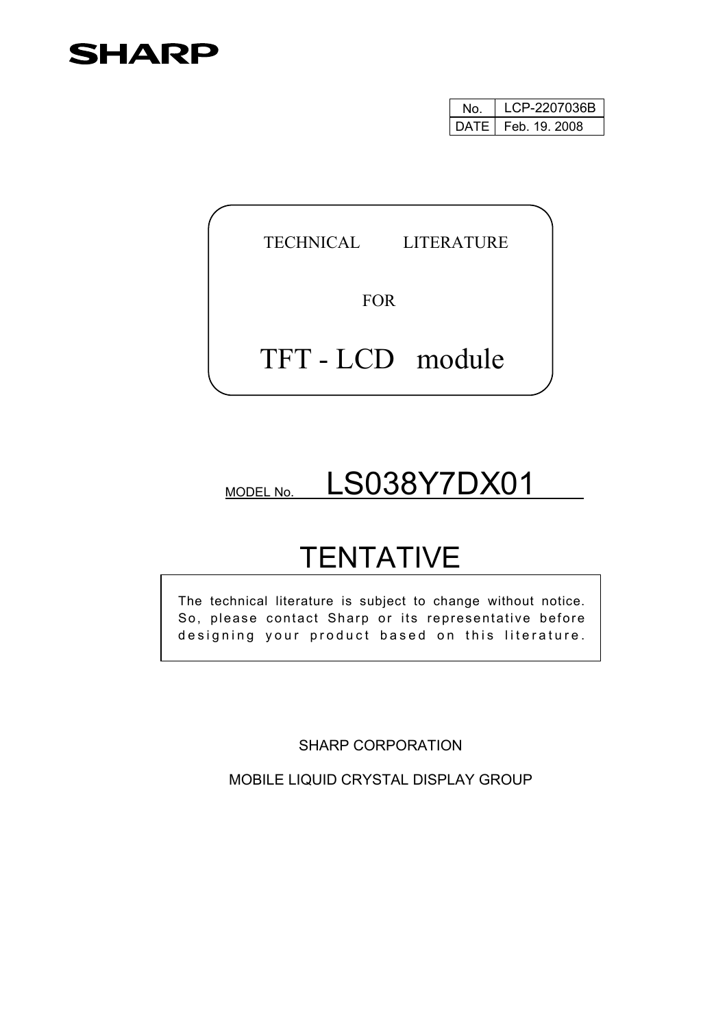SHARP

| No. | LCP-2207036B |
| --- | --- |
| DATE | Feb. 19. 2008 |

TECHNICAL LITERATURE

FOR

# TFT - LCD module

MODEL No. LS038Y7DX01

# TENTATIVE

The technical literature is subject to change without notice. So, please contact Sharp or its representative before designing your product based on this literature.

SHARP CORPORATION

MOBILE LIQUID CRYSTAL DISPLAY GROUP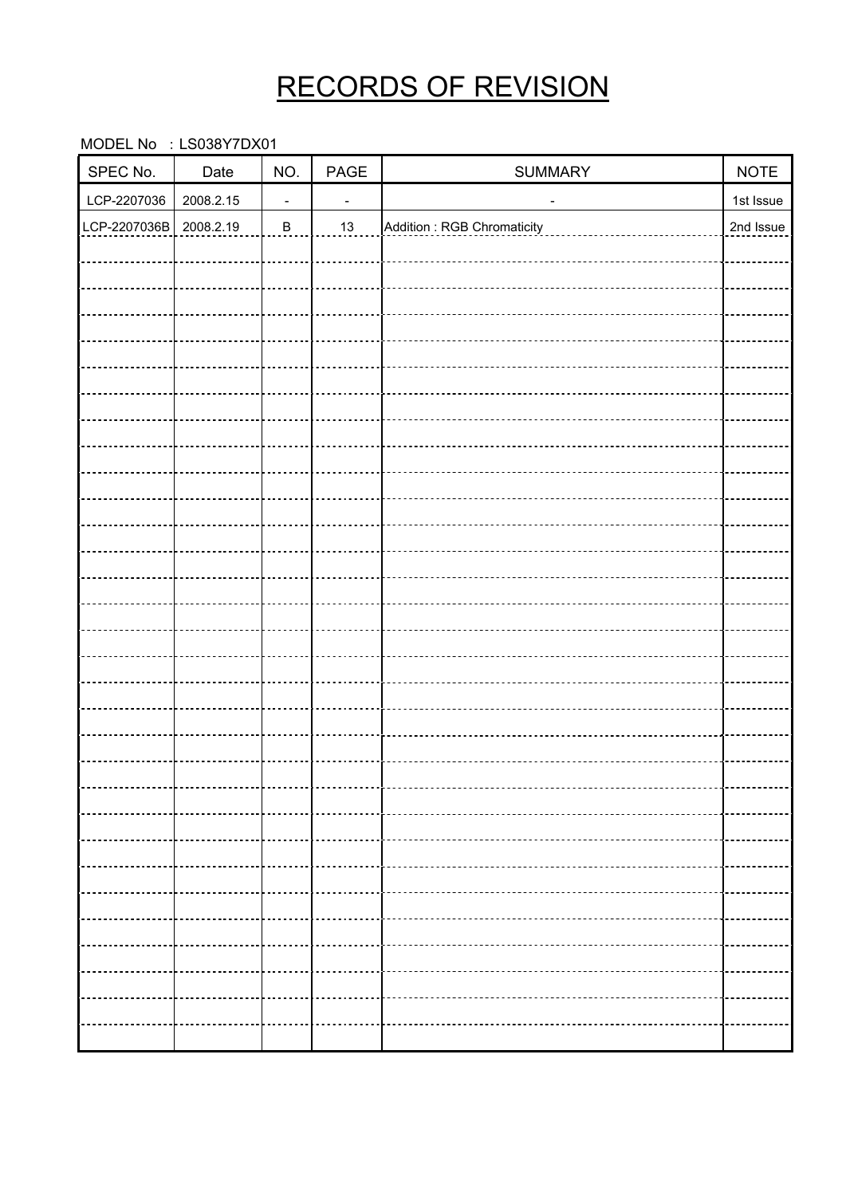# RECORDS OF REVISION

MODEL No : LS038Y7DX01

| SPEC No. | Date | NO. | PAGE | SUMMARY | NOTE |
|---|---|---|---|---|---|
| LCP-2207036 | 2008.2.15 | - | - | - | 1st Issue |
| LCP-2207036B | 2008.2.19 | B | 13 | Addition : RGB Chromaticity | 2nd Issue |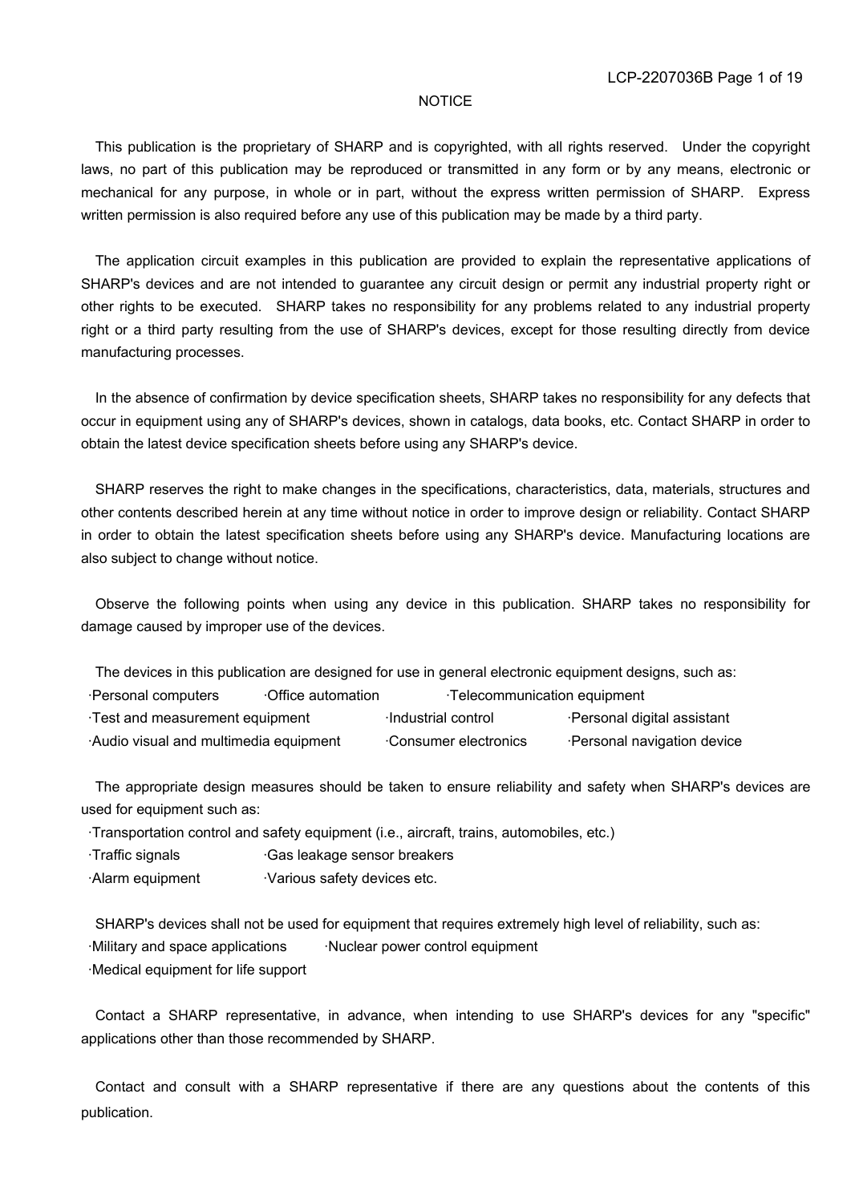# NOTICE

This publication is the proprietary of SHARP and is copyrighted, with all rights reserved. Under the copyright laws, no part of this publication may be reproduced or transmitted in any form or by any means, electronic or mechanical for any purpose, in whole or in part, without the express written permission of SHARP. Express written permission is also required before any use of this publication may be made by a third party.

The application circuit examples in this publication are provided to explain the representative applications of SHARP's devices and are not intended to guarantee any circuit design or permit any industrial property right or other rights to be executed. SHARP takes no responsibility for any problems related to any industrial property right or a third party resulting from the use of SHARP's devices, except for those resulting directly from device manufacturing processes.

In the absence of confirmation by device specification sheets, SHARP takes no responsibility for any defects that occur in equipment using any of SHARP's devices, shown in catalogs, data books, etc. Contact SHARP in order to obtain the latest device specification sheets before using any SHARP's device.

SHARP reserves the right to make changes in the specifications, characteristics, data, materials, structures and other contents described herein at any time without notice in order to improve design or reliability. Contact SHARP in order to obtain the latest specification sheets before using any SHARP's device. Manufacturing locations are also subject to change without notice.

Observe the following points when using any device in this publication. SHARP takes no responsibility for damage caused by improper use of the devices.

The devices in this publication are designed for use in general electronic equipment designs, such as:

- Personal computers
- Office automation
- Telecommunication equipment
- Test and measurement equipment
- Industrial control
- Personal digital assistant
- Audio visual and multimedia equipment
- Consumer electronics
- Personal navigation device

The appropriate design measures should be taken to ensure reliability and safety when SHARP's devices are used for equipment such as:

- Transportation control and safety equipment (i.e., aircraft, trains, automobiles, etc.)
- Traffic signals
- Gas leakage sensor breakers
- Alarm equipment
- Various safety devices etc.

SHARP's devices shall not be used for equipment that requires extremely high level of reliability, such as:

- Military and space applications
- Nuclear power control equipment
- Medical equipment for life support

Contact a SHARP representative, in advance, when intending to use SHARP's devices for any "specific" applications other than those recommended by SHARP.

Contact and consult with a SHARP representative if there are any questions about the contents of this publication.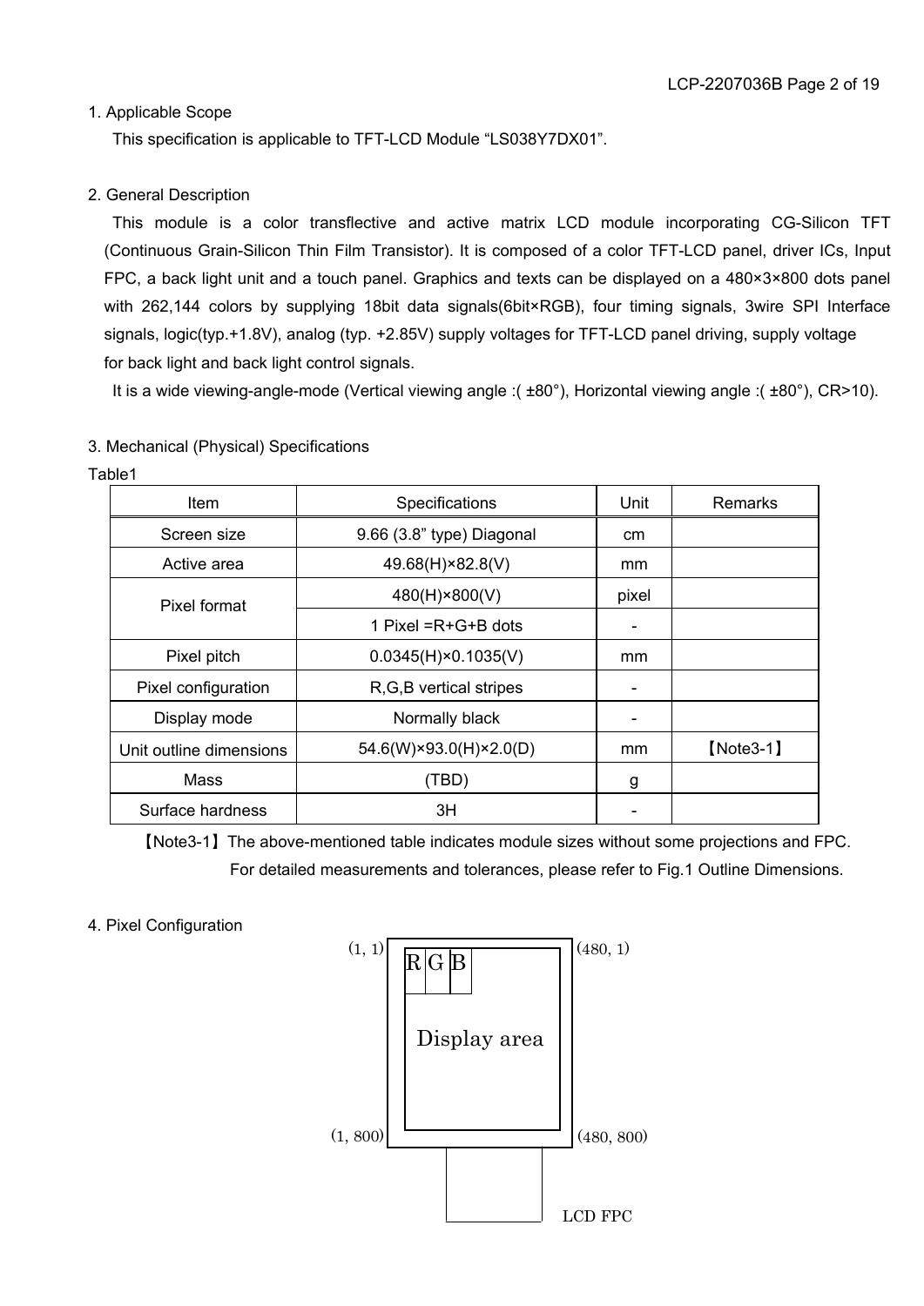1. Applicable Scope

This specification is applicable to TFT-LCD Module “LS038Y7DX01”.

2. General Description

This module is a color transflective and active matrix LCD module incorporating CG-Silicon TFT (Continuous Grain-Silicon Thin Film Transistor). It is composed of a color TFT-LCD panel, driver ICs, Input FPC, a back light unit and a touch panel. Graphics and texts can be displayed on a 480×3×800 dots panel with 262,144 colors by supplying 18bit data signals(6bit×RGB), four timing signals, 3wire SPI Interface signals, logic(typ.+1.8V), analog (typ. +2.85V) supply voltages for TFT-LCD panel driving, supply voltage for back light and back light control signals.

It is a wide viewing-angle-mode (Vertical viewing angle :( ±80°), Horizontal viewing angle :( ±80°), CR>10).

3. Mechanical (Physical) Specifications

Table1

| Item | Specifications | Unit | Remarks |
|---|---|---|---|
| Screen size | 9.66 (3.8” type) Diagonal | cm | |
| Active area | 49.68(H)×82.8(V) | mm | |
| Pixel format | 480(H)×800(V) | pixel | |
| | 1 Pixel =R+G+B dots | - | |
| Pixel pitch | 0.0345(H)×0.1035(V) | mm | |
| Pixel configuration | R,G,B vertical stripes | - | |
| Display mode | Normally black | - | |
| Unit outline dimensions | 54.6(W)×93.0(H)×2.0(D) | mm | 【Note3-1】 |
| Mass | (TBD) | g | |
| Surface hardness | 3H | - | |

【Note3-1】The above-mentioned table indicates module sizes without some projections and FPC. For detailed measurements and tolerances, please refer to Fig.1 Outline Dimensions.

4. Pixel Configuration

(1, 1) (480, 1)

R G B

Display area

(1, 800) (480, 800)

LCD FPC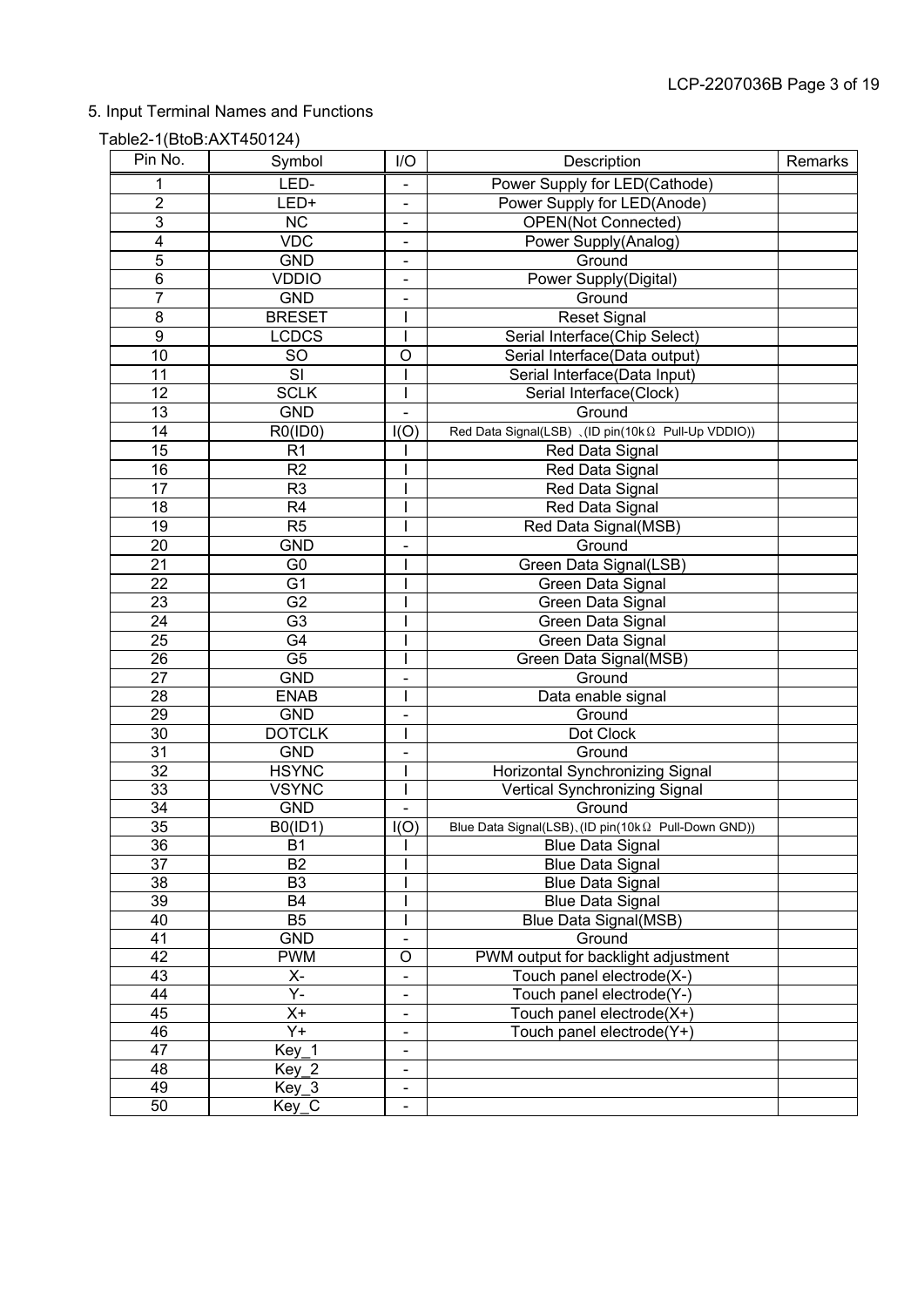## 5. Input Terminal Names and Functions

Table2-1(BtoB:AXT450124)

| Pin No. | Symbol | I/O | Description | Remarks |
|---|---|---|---|---|
| 1 | LED- | - | Power Supply for LED(Cathode) | |
| 2 | LED+ | - | Power Supply for LED(Anode) | |
| 3 | NC | - | OPEN(Not Connected) | |
| 4 | VDC | - | Power Supply(Analog) | |
| 5 | GND | - | Ground | |
| 6 | VDDIO | - | Power Supply(Digital) | |
| 7 | GND | - | Ground | |
| 8 | BRESET | I | Reset Signal | |
| 9 | LCDCS | I | Serial Interface(Chip Select) | |
| 10 | SO | O | Serial Interface(Data output) | |
| 11 | SI | I | Serial Interface(Data Input) | |
| 12 | SCLK | I | Serial Interface(Clock) | |
| 13 | GND | - | Ground | |
| 14 | R0(ID0) | I(O) | Red Data Signal(LSB) 、(ID pin(10kΩ Pull-Up VDDIO)) | |
| 15 | R1 | I | Red Data Signal | |
| 16 | R2 | I | Red Data Signal | |
| 17 | R3 | I | Red Data Signal | |
| 18 | R4 | I | Red Data Signal | |
| 19 | R5 | I | Red Data Signal(MSB) | |
| 20 | GND | - | Ground | |
| 21 | G0 | I | Green Data Signal(LSB) | |
| 22 | G1 | I | Green Data Signal | |
| 23 | G2 | I | Green Data Signal | |
| 24 | G3 | I | Green Data Signal | |
| 25 | G4 | I | Green Data Signal | |
| 26 | G5 | I | Green Data Signal(MSB) | |
| 27 | GND | - | Ground | |
| 28 | ENAB | I | Data enable signal | |
| 29 | GND | - | Ground | |
| 30 | DOTCLK | I | Dot Clock | |
| 31 | GND | - | Ground | |
| 32 | HSYNC | I | Horizontal Synchronizing Signal | |
| 33 | VSYNC | I | Vertical Synchronizing Signal | |
| 34 | GND | - | Ground | |
| 35 | B0(ID1) | I(O) | Blue Data Signal(LSB)、(ID pin(10kΩ Pull-Down GND)) | |
| 36 | B1 | I | Blue Data Signal | |
| 37 | B2 | I | Blue Data Signal | |
| 38 | B3 | I | Blue Data Signal | |
| 39 | B4 | I | Blue Data Signal | |
| 40 | B5 | I | Blue Data Signal(MSB) | |
| 41 | GND | - | Ground | |
| 42 | PWM | O | PWM output for backlight adjustment | |
| 43 | X- | - | Touch panel electrode(X-) | |
| 44 | Y- | - | Touch panel electrode(Y-) | |
| 45 | X+ | - | Touch panel electrode(X+) | |
| 46 | Y+ | - | Touch panel electrode(Y+) | |
| 47 | Key_1 | - | | |
| 48 | Key_2 | - | | |
| 49 | Key_3 | - | | |
| 50 | Key_C | - | | |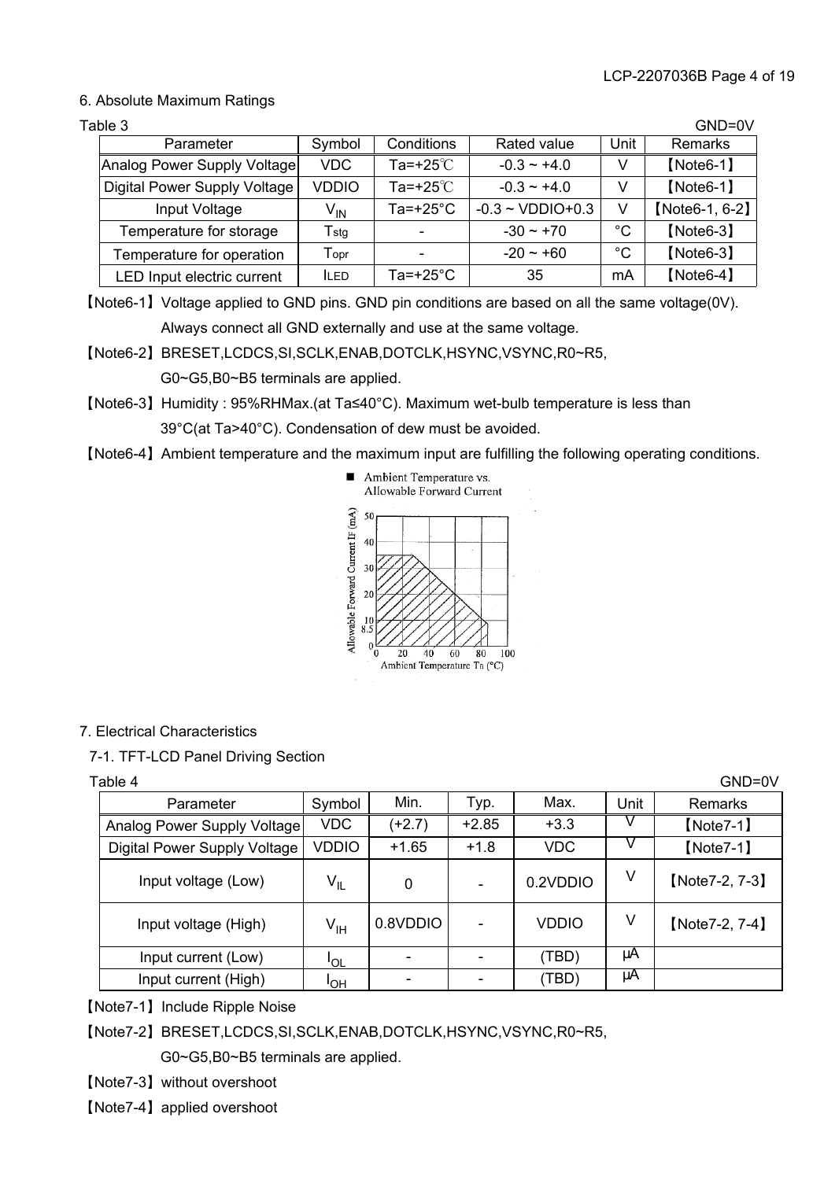## 6. Absolute Maximum Ratings

Table 3 GND=0V

| Parameter | Symbol | Conditions | Rated value | Unit | Remarks |
|---|---|---|---|---|---|
| Analog Power Supply Voltage | VDC | Ta=+25℃ | -0.3 ~ +4.0 | V | 【Note6-1】 |
| Digital Power Supply Voltage | VDDIO | Ta=+25℃ | -0.3 ~ +4.0 | V | 【Note6-1】 |
| Input Voltage | $V_{IN}$ | Ta=+25°C | -0.3 ~ VDDIO+0.3 | V | 【Note6-1, 6-2】 |
| Temperature for storage | $T_{stg}$ | - | -30 ~ +70 | °C | 【Note6-3】 |
| Temperature for operation | $T_{opr}$ | - | -20 ~ +60 | °C | 【Note6-3】 |
| LED Input electric current | $I_{LED}$ | Ta=+25°C | 35 | mA | 【Note6-4】 |

【Note6-1】Voltage applied to GND pins. GND pin conditions are based on all the same voltage(0V). Always connect all GND externally and use at the same voltage.

【Note6-2】BRESET,LCDCS,SI,SCLK,ENAB,DOTCLK,HSYNC,VSYNC,R0~R5, G0~G5,B0~B5 terminals are applied.

【Note6-3】Humidity : 95%RHMax.(at Ta≤40°C). Maximum wet-bulb temperature is less than 39°C(at Ta>40°C). Condensation of dew must be avoided.

【Note6-4】Ambient temperature and the maximum input are fulfilling the following operating conditions.

■ Ambient Temperature vs. Allowable Forward Current

## 7. Electrical Characteristics

### 7-1. TFT-LCD Panel Driving Section

Table 4 GND=0V

| Parameter | Symbol | Min. | Typ. | Max. | Unit | Remarks |
|---|---|---|---|---|---|---|
| Analog Power Supply Voltage | VDC | (+2.7) | +2.85 | +3.3 | V | 【Note7-1】 |
| Digital Power Supply Voltage | VDDIO | +1.65 | +1.8 | VDC | V | 【Note7-1】 |
| Input voltage (Low) | $V_{IL}$ | 0 | - | 0.2VDDIO | V | 【Note7-2, 7-3】 |
| Input voltage (High) | $V_{IH}$ | 0.8VDDIO | - | VDDIO | V | 【Note7-2, 7-4】 |
| Input current (Low) | $I_{OL}$ | - | - | (TBD) | μA | |
| Input current (High) | $I_{OH}$ | - | - | (TBD) | μA | |

【Note7-1】Include Ripple Noise

【Note7-2】BRESET,LCDCS,SI,SCLK,ENAB,DOTCLK,HSYNC,VSYNC,R0~R5, G0~G5,B0~B5 terminals are applied.

【Note7-3】without overshoot

【Note7-4】applied overshoot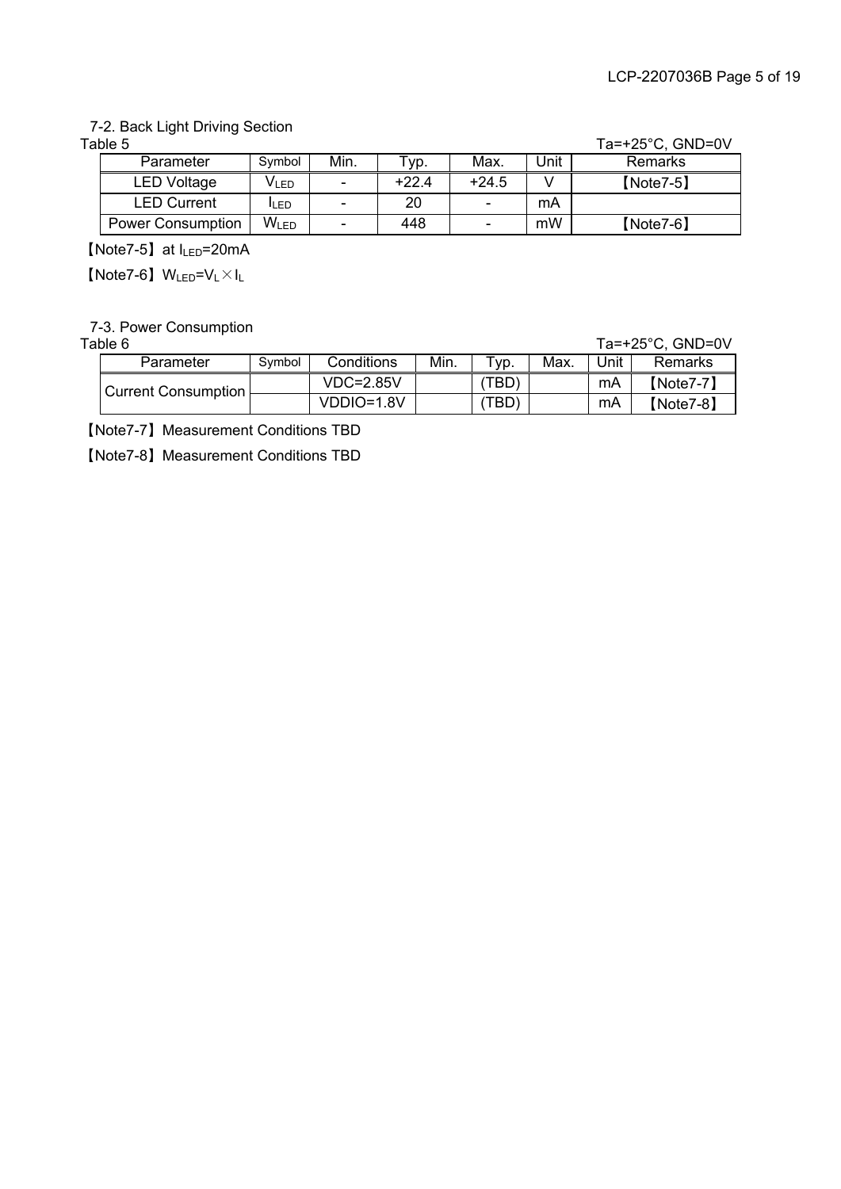### 7-2. Back Light Driving Section

Table 5 Ta=+25°C, GND=0V

| Parameter | Symbol | Min. | Typ. | Max. | Unit | Remarks |
|---|---|---|---|---|---|---|
| LED Voltage | $V_{LED}$ | - | +22.4 | +24.5 | V | 【Note7-5】 |
| LED Current | $I_{LED}$ | - | 20 | - | mA | |
| Power Consumption | $W_{LED}$ | - | 448 | - | mW | 【Note7-6】 |

【Note7-5】 at $I_{LED}$=20mA

【Note7-6】 $W_{LED}=V_L \times I_L$

### 7-3. Power Consumption

Table 6 Ta=+25°C, GND=0V

| Parameter | Symbol | Conditions | Min. | Typ. | Max. | Unit | Remarks |
|---|---|---|---|---|---|---|---|
| Current Consumption | | VDC=2.85V | | (TBD) | | mA | 【Note7-7】 |
| | | VDDIO=1.8V | | (TBD) | | mA | 【Note7-8】 |

【Note7-7】 Measurement Conditions TBD

【Note7-8】 Measurement Conditions TBD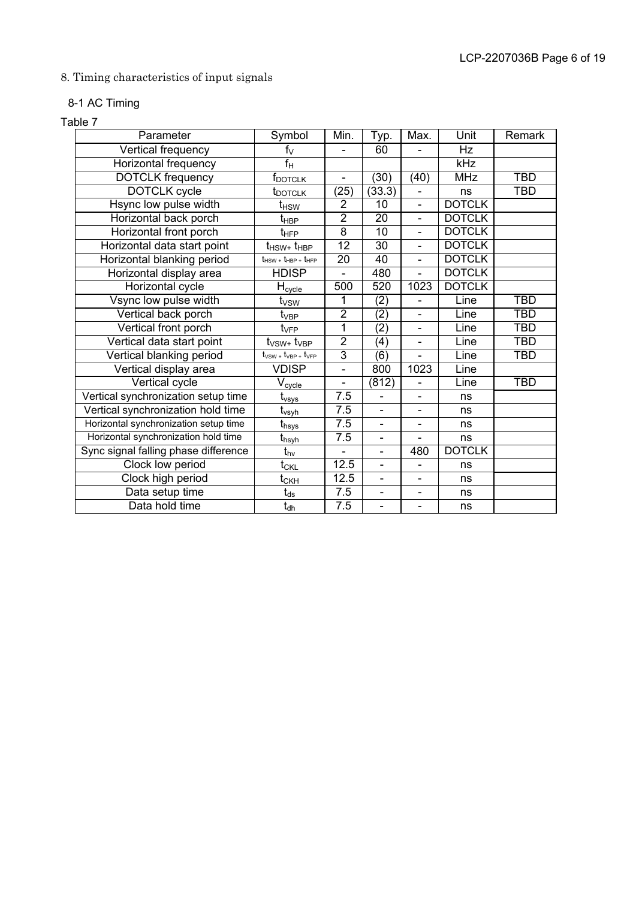## 8. Timing characteristics of input signals

### 8-1 AC Timing

Table 7

| Parameter | Symbol | Min. | Typ. | Max. | Unit | Remark |
|---|---|---|---|---|---|---|
| Vertical frequency | $f_V$ | - | 60 | - | Hz | |
| Horizontal frequency | $f_H$ | | | | kHz | |
| DOTCLK frequency | $f_{DOTCLK}$ | - | (30) | (40) | MHz | TBD |
| DOTCLK cycle | $t_{DOTCLK}$ | (25) | (33.3) | - | ns | TBD |
| Hsync low pulse width | $t_{HSW}$ | 2 | 10 | - | DOTCLK | |
| Horizontal back porch | $t_{HBP}$ | 2 | 20 | - | DOTCLK | |
| Horizontal front porch | $t_{HFP}$ | 8 | 10 | - | DOTCLK | |
| Horizontal data start point | $t_{HSW}+t_{HBP}$ | 12 | 30 | - | DOTCLK | |
| Horizontal blanking period | $t_{HSW}+t_{HBP}+t_{HFP}$ | 20 | 40 | - | DOTCLK | |
| Horizontal display area | HDISP | - | 480 | - | DOTCLK | |
| Horizontal cycle | $H_{cycle}$ | 500 | 520 | 1023 | DOTCLK | |
| Vsync low pulse width | $t_{VSW}$ | 1 | (2) | - | Line | TBD |
| Vertical back porch | $t_{VBP}$ | 2 | (2) | - | Line | TBD |
| Vertical front porch | $t_{VFP}$ | 1 | (2) | - | Line | TBD |
| Vertical data start point | $t_{VSW}+t_{VBP}$ | 2 | (4) | - | Line | TBD |
| Vertical blanking period | $t_{VSW}+t_{VBP}+t_{VFP}$ | 3 | (6) | - | Line | TBD |
| Vertical display area | VDISP | - | 800 | 1023 | Line | |
| Vertical cycle | $V_{cycle}$ | - | (812) | - | Line | TBD |
| Vertical synchronization setup time | $t_{vsys}$ | 7.5 | - | - | ns | |
| Vertical synchronization hold time | $t_{vsyh}$ | 7.5 | - | - | ns | |
| Horizontal synchronization setup time | $t_{hsys}$ | 7.5 | - | - | ns | |
| Horizontal synchronization hold time | $t_{hsyh}$ | 7.5 | - | - | ns | |
| Sync signal falling phase difference | $t_{hv}$ | - | - | 480 | DOTCLK | |
| Clock low period | $t_{CKL}$ | 12.5 | - | - | ns | |
| Clock high period | $t_{CKH}$ | 12.5 | - | - | ns | |
| Data setup time | $t_{ds}$ | 7.5 | - | - | ns | |
| Data hold time | $t_{dh}$ | 7.5 | - | - | ns | |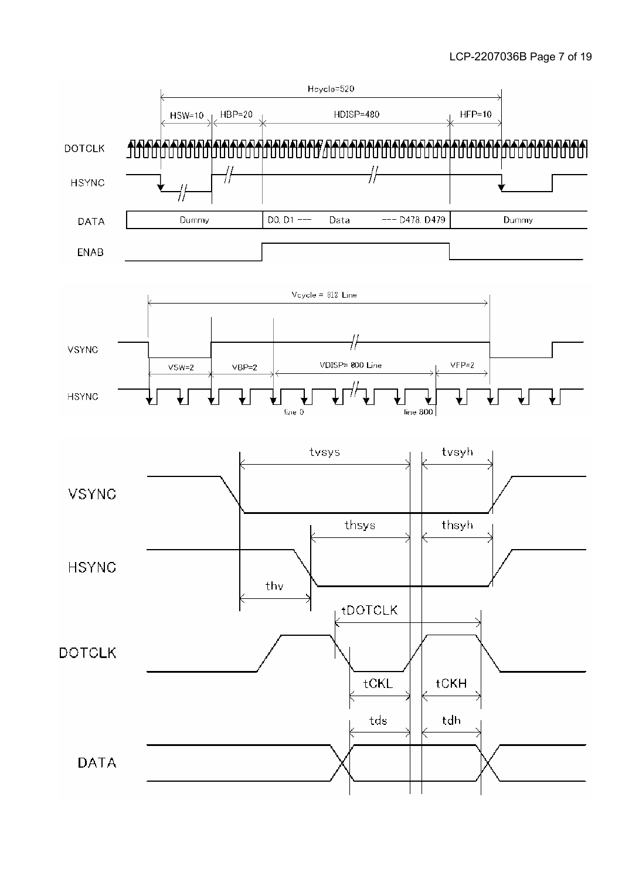Hcycle=520

HSW=10　HBP=20　HDISP=480　HFP=10

DOTCLK

HSYNC

DATA: Dummy | D0, D1 --- Data --- D478, D479 | Dummy

ENAB

Vcycle = 812 Line

VSYNC

VSW=2　VBP=2　VDISP= 800 Line　VFP=2

HSYNC

line 0　line 800

tvsys　tvsyh

VSYNC

thsys　thsyh

HSYNC

thv

tDOTCLK

DOTCLK

tCKL　tCKH

tds　tdh

DATA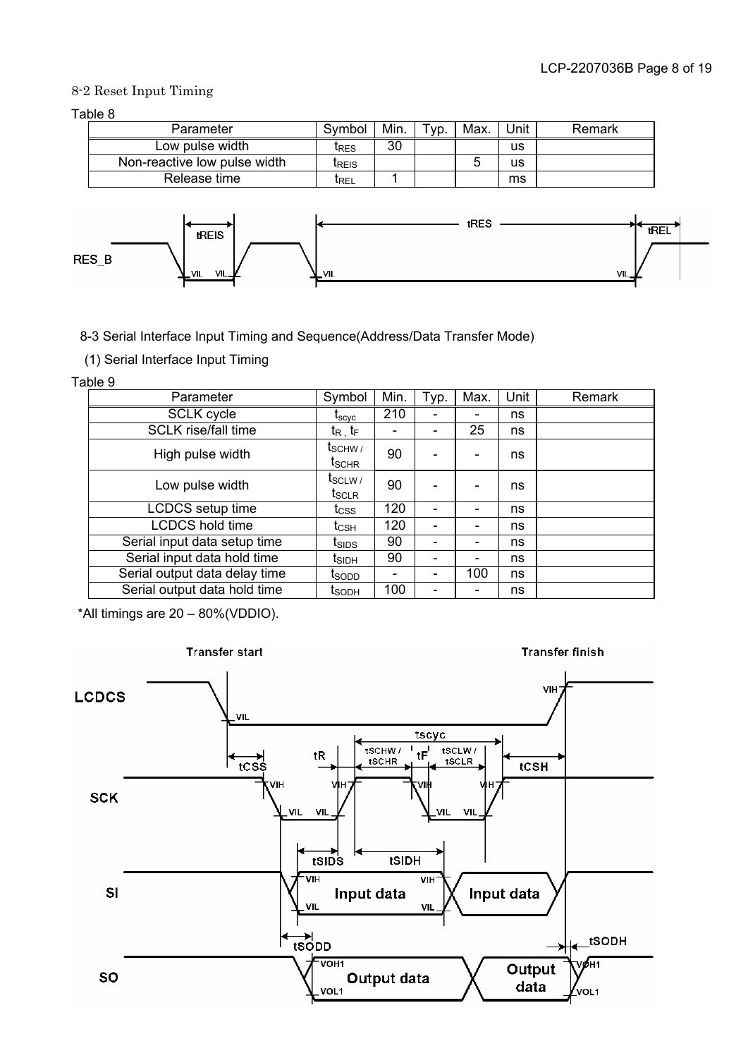8-2 Reset Input Timing

Table 8

| Parameter | Symbol | Min. | Typ. | Max. | Unit | Remark |
|---|---|---|---|---|---|---|
| Low pulse width | $t_{RES}$ | 30 | | | us | |
| Non-reactive low pulse width | $t_{REIS}$ | | | 5 | us | |
| Release time | $t_{REL}$ | 1 | | | ms | |

8-3 Serial Interface Input Timing and Sequence(Address/Data Transfer Mode)

(1) Serial Interface Input Timing

Table 9

| Parameter | Symbol | Min. | Typ. | Max. | Unit | Remark |
|---|---|---|---|---|---|---|
| SCLK cycle | $t_{scyc}$ | 210 | - | - | ns | |
| SCLK rise/fall time | $t_R$ , $t_F$ | - | - | 25 | ns | |
| High pulse width | $t_{SCHW}$ / $t_{SCHR}$ | 90 | - | - | ns | |
| Low pulse width | $t_{SCLW}$ / $t_{SCLR}$ | 90 | - | - | ns | |
| LCDCS setup time | $t_{CSS}$ | 120 | - | - | ns | |
| LCDCS hold time | $t_{CSH}$ | 120 | - | - | ns | |
| Serial input data setup time | $t_{SIDS}$ | 90 | - | - | ns | |
| Serial input data hold time | $t_{SIDH}$ | 90 | - | - | ns | |
| Serial output data delay time | $t_{SODD}$ | - | - | 100 | ns | |
| Serial output data hold time | $t_{SODH}$ | 100 | - | - | ns | |

*All timings are 20 – 80%(VDDIO).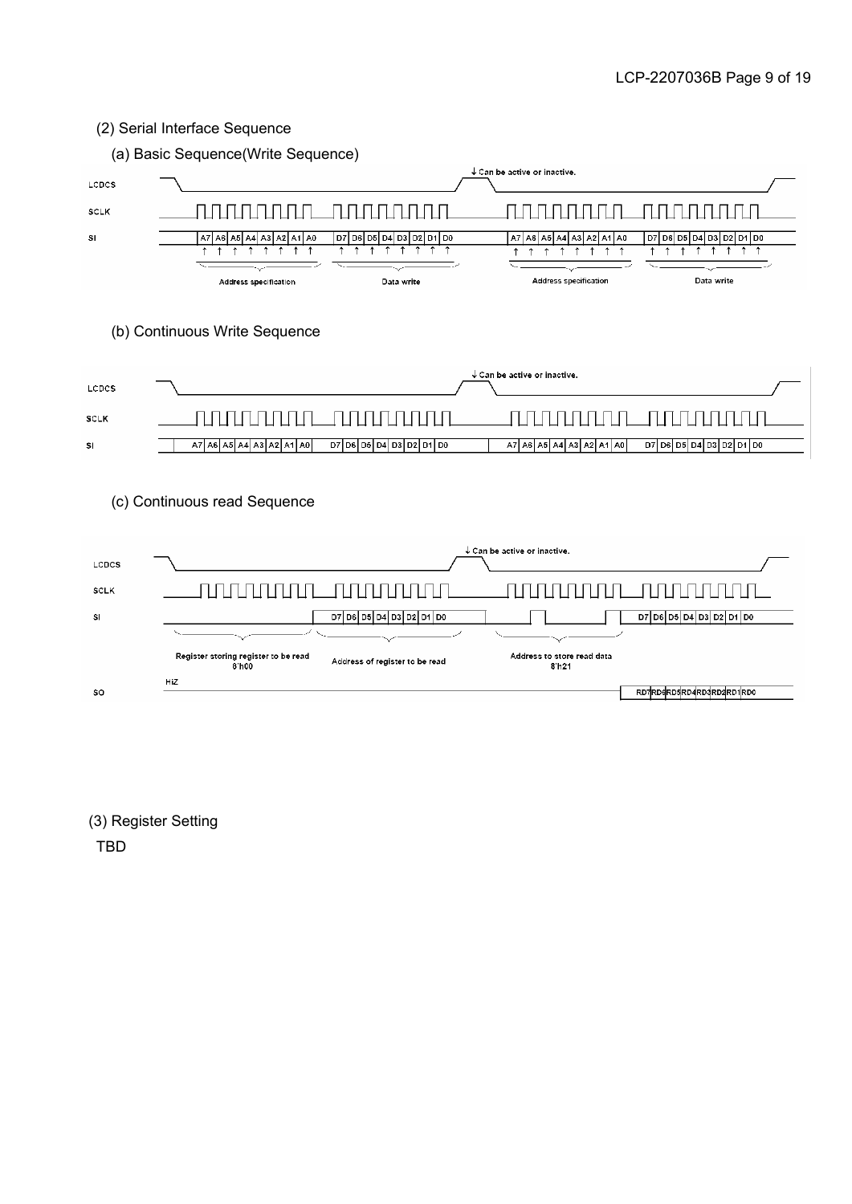(2) Serial Interface Sequence

(a) Basic Sequence(Write Sequence)

LCDCS

SCLK

SI

↓ Can be active or inactive.

A7 A6 A5 A4 A3 A2 A1 A0 | D7 D6 D5 D4 D3 D2 D1 D0 | A7 A6 A5 A4 A3 A2 A1 A0 | D7 D6 D5 D4 D3 D2 D1 D0

Address specification | Data write | Address specification | Data write

(b) Continuous Write Sequence

LCDCS

SCLK

SI

↓ Can be active or inactive.

A7 A6 A5 A4 A3 A2 A1 A0 | D7 D6 D5 D4 D3 D2 D1 D0 | A7 A6 A5 A4 A3 A2 A1 A0 | D7 D6 D5 D4 D3 D2 D1 D0

(c) Continuous read Sequence

LCDCS

SCLK

SI

↓ Can be active or inactive.

D7 D6 D5 D4 D3 D2 D1 D0 | D7 D6 D5 D4 D3 D2 D1 D0

Register storing register to be read 8'h00 | Address of register to be read | Address to store read data 8'h21

HiZ

SO

RD7 RD6 RD5 RD4 RD3 RD2 RD1 RD0

(3) Register Setting

TBD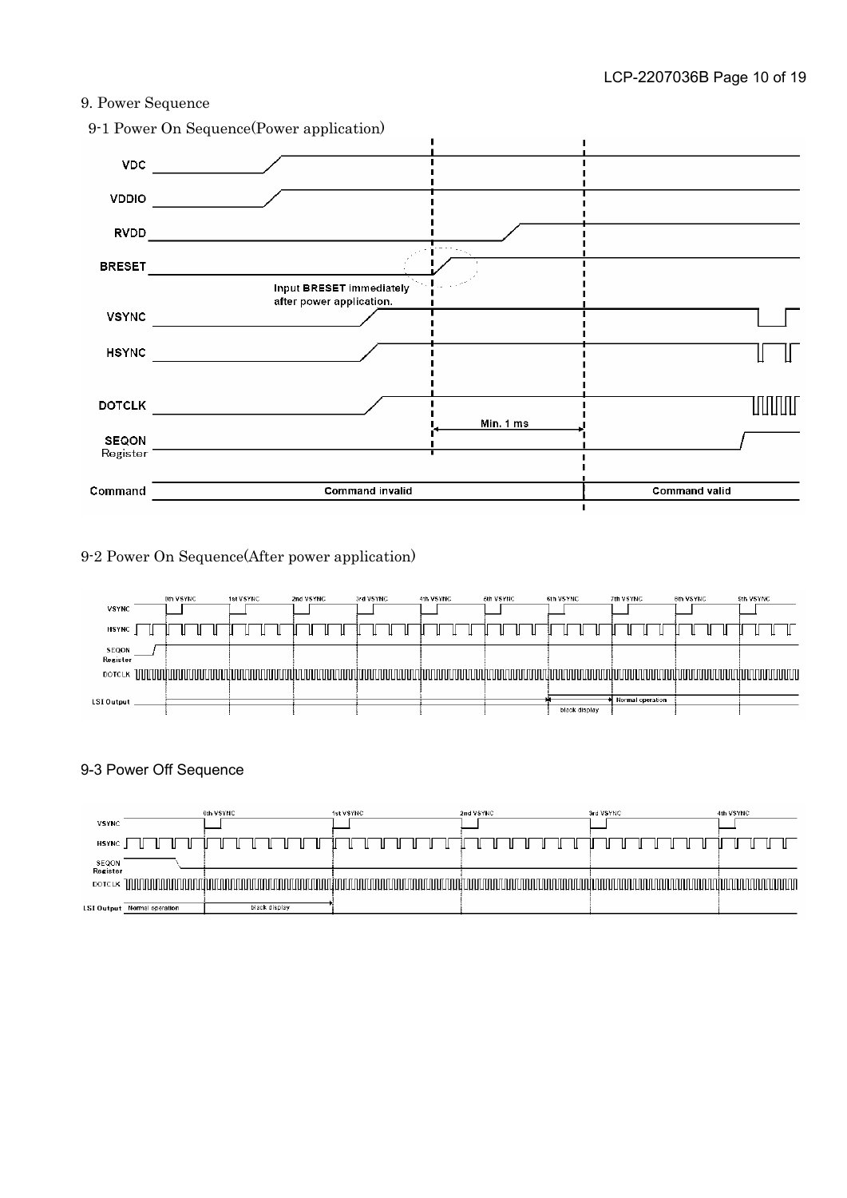## 9. Power Sequence

### 9-1 Power On Sequence(Power application)

VDC

VDDIO

RVDD

BRESET

Input BRESET immediately after power application.

VSYNC

HSYNC

DOTCLK

Min. 1 ms

SEQON Register

Command

Command invalid

Command valid

### 9-2 Power On Sequence(After power application)

0th VSYNC, 1st VSYNC, 2nd VSYNC, 3rd VSYNC, 4th VSYNC, 5th VSYNC, 6th VSYNC, 7th VSYNC, 8th VSYNC, 9th VSYNC

VSYNC

HSYNC

SEQON Register

DOTCLK

LSI Output

black display

Normal operation

### 9-3 Power Off Sequence

0th VSYNC, 1st VSYNC, 2nd VSYNC, 3rd VSYNC, 4th VSYNC

VSYNC

HSYNC

SEQON Register

DOTCLK

LSI Output

Normal operation

black display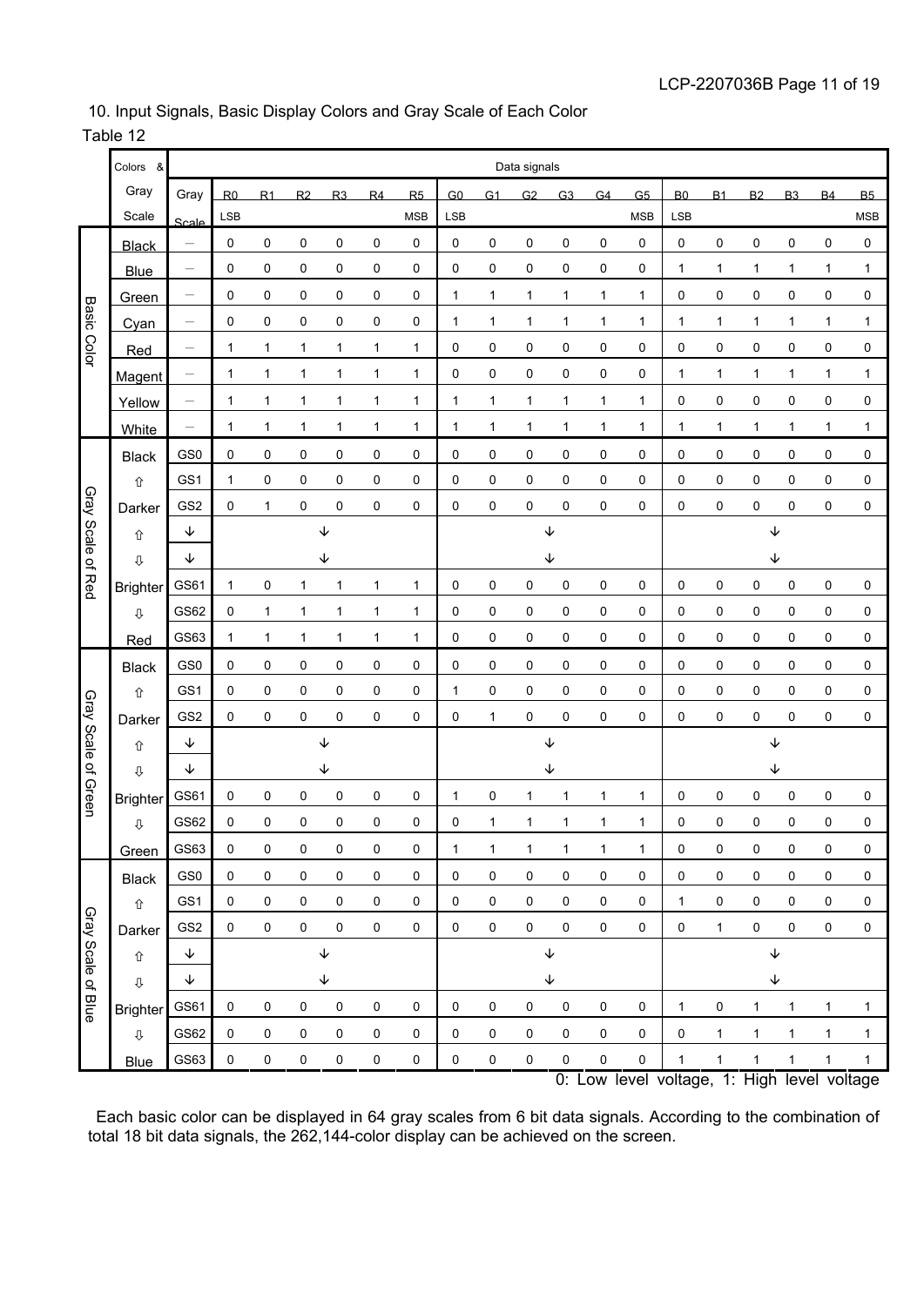10. Input Signals, Basic Display Colors and Gray Scale of Each Color

Table 12

| | Colors & Gray Scale | Gray Scale | R0 LSB | R1 | R2 | R3 | R4 | R5 MSB | G0 LSB | G1 | G2 | G3 | G4 | G5 MSB | B0 LSB | B1 | B2 | B3 | B4 | B5 MSB |
|---|---|---|---|---|---|---|---|---|---|---|---|---|---|---|---|---|---|---|---|---|
| Basic Color | Black | — | 0 | 0 | 0 | 0 | 0 | 0 | 0 | 0 | 0 | 0 | 0 | 0 | 0 | 0 | 0 | 0 | 0 | 0 |
| | Blue | — | 0 | 0 | 0 | 0 | 0 | 0 | 0 | 0 | 0 | 0 | 0 | 0 | 1 | 1 | 1 | 1 | 1 | 1 |
| | Green | — | 0 | 0 | 0 | 0 | 0 | 0 | 1 | 1 | 1 | 1 | 1 | 1 | 0 | 0 | 0 | 0 | 0 | 0 |
| | Cyan | — | 0 | 0 | 0 | 0 | 0 | 0 | 1 | 1 | 1 | 1 | 1 | 1 | 1 | 1 | 1 | 1 | 1 | 1 |
| | Red | — | 1 | 1 | 1 | 1 | 1 | 1 | 0 | 0 | 0 | 0 | 0 | 0 | 0 | 0 | 0 | 0 | 0 | 0 |
| | Magent | — | 1 | 1 | 1 | 1 | 1 | 1 | 0 | 0 | 0 | 0 | 0 | 0 | 1 | 1 | 1 | 1 | 1 | 1 |
| | Yellow | — | 1 | 1 | 1 | 1 | 1 | 1 | 1 | 1 | 1 | 1 | 1 | 1 | 0 | 0 | 0 | 0 | 0 | 0 |
| | White | — | 1 | 1 | 1 | 1 | 1 | 1 | 1 | 1 | 1 | 1 | 1 | 1 | 1 | 1 | 1 | 1 | 1 | 1 |
| Gray Scale of Red | Black | GS0 | 0 | 0 | 0 | 0 | 0 | 0 | 0 | 0 | 0 | 0 | 0 | 0 | 0 | 0 | 0 | 0 | 0 | 0 |
| | ⇧ | GS1 | 1 | 0 | 0 | 0 | 0 | 0 | 0 | 0 | 0 | 0 | 0 | 0 | 0 | 0 | 0 | 0 | 0 | 0 |
| | Darker | GS2 | 0 | 1 | 0 | 0 | 0 | 0 | 0 | 0 | 0 | 0 | 0 | 0 | 0 | 0 | 0 | 0 | 0 | 0 |
| | ⇧ | ↓ | | | | ↓ | | | | | | ↓ | | | | | | ↓ | | |
| | ⇩ | ↓ | | | | ↓ | | | | | | ↓ | | | | | | ↓ | | |
| | Brighter | GS61 | 1 | 0 | 1 | 1 | 1 | 1 | 0 | 0 | 0 | 0 | 0 | 0 | 0 | 0 | 0 | 0 | 0 | 0 |
| | ⇩ | GS62 | 0 | 1 | 1 | 1 | 1 | 1 | 0 | 0 | 0 | 0 | 0 | 0 | 0 | 0 | 0 | 0 | 0 | 0 |
| | Red | GS63 | 1 | 1 | 1 | 1 | 1 | 1 | 0 | 0 | 0 | 0 | 0 | 0 | 0 | 0 | 0 | 0 | 0 | 0 |
| Gray Scale of Green | Black | GS0 | 0 | 0 | 0 | 0 | 0 | 0 | 0 | 0 | 0 | 0 | 0 | 0 | 0 | 0 | 0 | 0 | 0 | 0 |
| | ⇧ | GS1 | 0 | 0 | 0 | 0 | 0 | 0 | 1 | 0 | 0 | 0 | 0 | 0 | 0 | 0 | 0 | 0 | 0 | 0 |
| | Darker | GS2 | 0 | 0 | 0 | 0 | 0 | 0 | 0 | 1 | 0 | 0 | 0 | 0 | 0 | 0 | 0 | 0 | 0 | 0 |
| | ⇧ | ↓ | | | | ↓ | | | | | | ↓ | | | | | | ↓ | | |
| | ⇩ | ↓ | | | | ↓ | | | | | | ↓ | | | | | | ↓ | | |
| | Brighter | GS61 | 0 | 0 | 0 | 0 | 0 | 0 | 1 | 0 | 1 | 1 | 1 | 1 | 0 | 0 | 0 | 0 | 0 | 0 |
| | ⇩ | GS62 | 0 | 0 | 0 | 0 | 0 | 0 | 0 | 1 | 1 | 1 | 1 | 1 | 0 | 0 | 0 | 0 | 0 | 0 |
| | Green | GS63 | 0 | 0 | 0 | 0 | 0 | 0 | 1 | 1 | 1 | 1 | 1 | 1 | 0 | 0 | 0 | 0 | 0 | 0 |
| Gray Scale of Blue | Black | GS0 | 0 | 0 | 0 | 0 | 0 | 0 | 0 | 0 | 0 | 0 | 0 | 0 | 0 | 0 | 0 | 0 | 0 | 0 |
| | ⇧ | GS1 | 0 | 0 | 0 | 0 | 0 | 0 | 0 | 0 | 0 | 0 | 0 | 0 | 1 | 0 | 0 | 0 | 0 | 0 |
| | Darker | GS2 | 0 | 0 | 0 | 0 | 0 | 0 | 0 | 0 | 0 | 0 | 0 | 0 | 0 | 1 | 0 | 0 | 0 | 0 |
| | ⇧ | ↓ | | | | ↓ | | | | | | ↓ | | | | | | ↓ | | |
| | ⇩ | ↓ | | | | ↓ | | | | | | ↓ | | | | | | ↓ | | |
| | Brighter | GS61 | 0 | 0 | 0 | 0 | 0 | 0 | 0 | 0 | 0 | 0 | 0 | 0 | 1 | 0 | 1 | 1 | 1 | 1 |
| | ⇩ | GS62 | 0 | 0 | 0 | 0 | 0 | 0 | 0 | 0 | 0 | 0 | 0 | 0 | 0 | 1 | 1 | 1 | 1 | 1 |
| | Blue | GS63 | 0 | 0 | 0 | 0 | 0 | 0 | 0 | 0 | 0 | 0 | 0 | 0 | 1 | 1 | 1 | 1 | 1 | 1 |

0: Low level voltage, 1: High level voltage

Each basic color can be displayed in 64 gray scales from 6 bit data signals. According to the combination of total 18 bit data signals, the 262,144-color display can be achieved on the screen.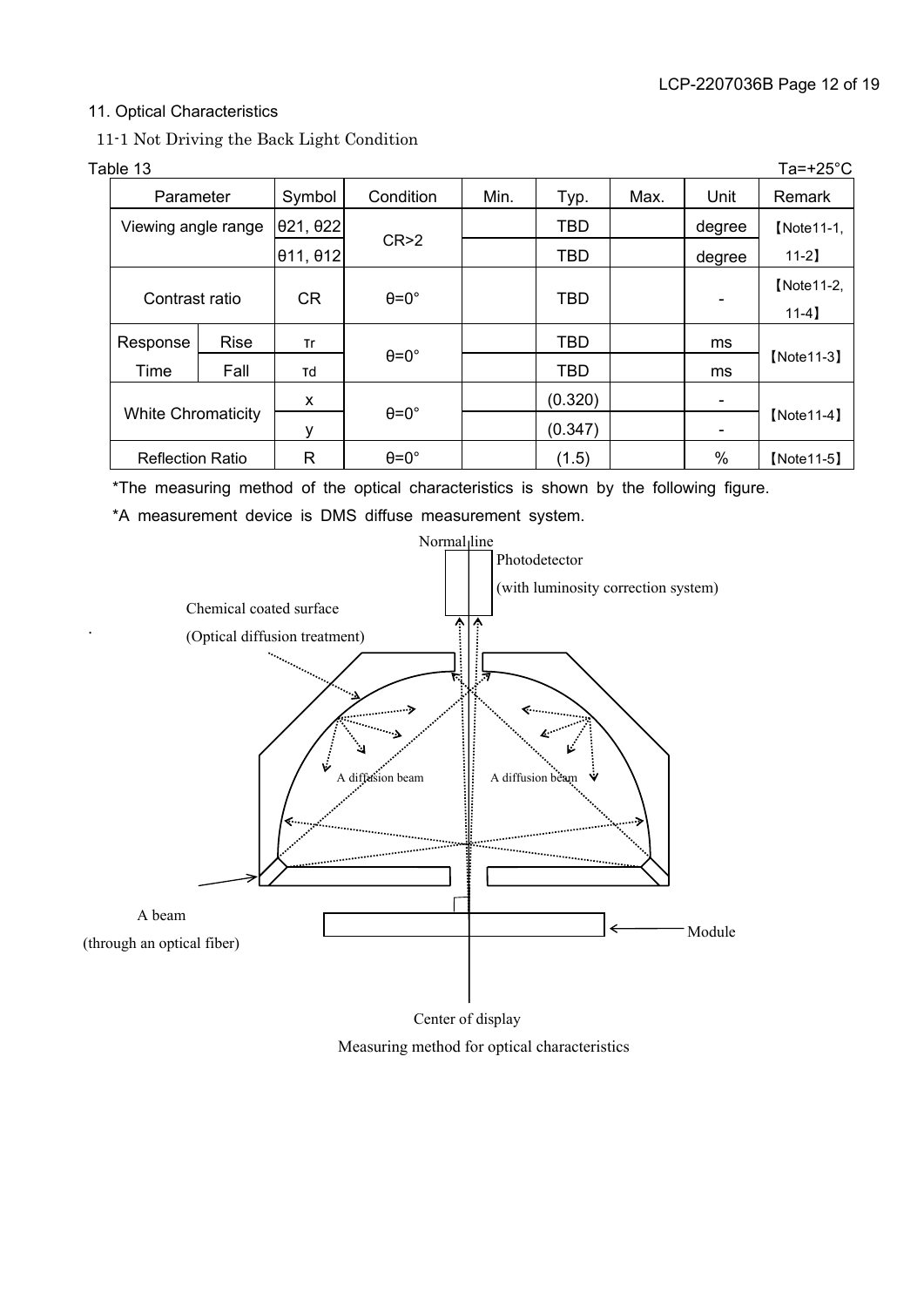## 11. Optical Characteristics

### 11-1 Not Driving the Back Light Condition

Table 13 Ta=+25°C

| Parameter | | Symbol | Condition | Min. | Typ. | Max. | Unit | Remark |
|---|---|---|---|---|---|---|---|---|
| Viewing angle range | | θ21, θ22 | CR>2 | | TBD | | degree | 【Note11-1, 11-2】 |
| | | θ11, θ12 | | | TBD | | degree | |
| Contrast ratio | | CR | θ=0° | | TBD | | - | 【Note11-2, 11-4】 |
| Response Time | Rise | τr | θ=0° | | TBD | | ms | 【Note11-3】 |
| | Fall | τd | | | TBD | | ms | |
| White Chromaticity | | x | θ=0° | | (0.320) | | - | 【Note11-4】 |
| | | y | | | (0.347) | | - | |
| Reflection Ratio | | R | θ=0° | | (1.5) | | % | 【Note11-5】 |

*The measuring method of the optical characteristics is shown by the following figure.

*A measurement device is DMS diffuse measurement system.

Normal line

Photodetector

(with luminosity correction system)

Chemical coated surface

(Optical diffusion treatment)

A diffusion beam

A diffusion beam

A beam

(through an optical fiber)

Module

Center of display

Measuring method for optical characteristics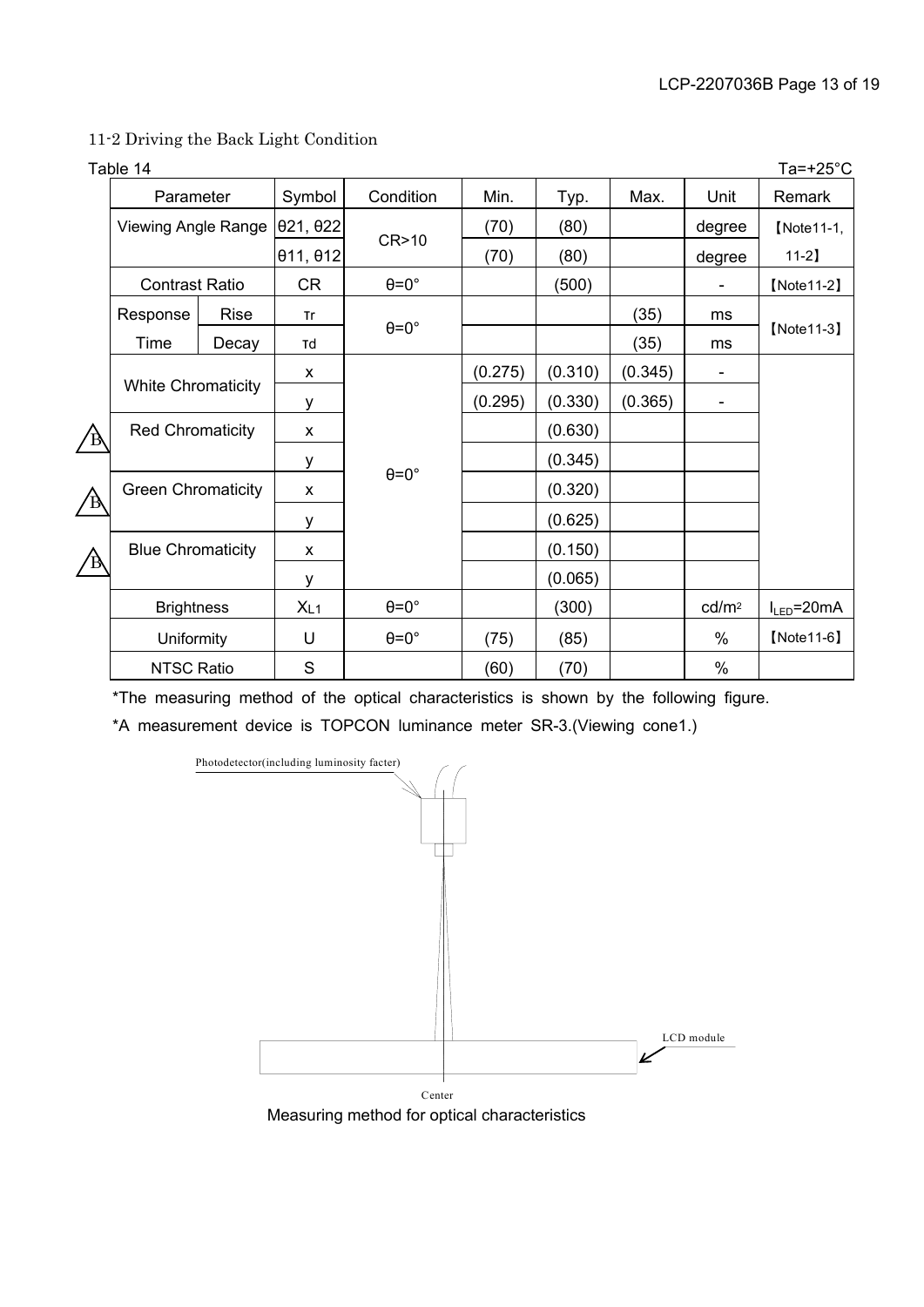11-2 Driving the Back Light Condition

Table 14 Ta=+25°C

| Parameter | | Symbol | Condition | Min. | Typ. | Max. | Unit | Remark |
|---|---|---|---|---|---|---|---|---|
| Viewing Angle Range | | θ21, θ22 | CR>10 | (70) | (80) | | degree | 【Note11-1, 11-2】 |
| | | θ11, θ12 | | (70) | (80) | | degree | |
| Contrast Ratio | | CR | θ=0° | | (500) | | - | 【Note11-2】 |
| Response Time | Rise | τr | θ=0° | | | (35) | ms | 【Note11-3】 |
| | Decay | τd | | | | (35) | ms | |
| White Chromaticity | | x | θ=0° | (0.275) | (0.310) | (0.345) | - | |
| | | y | | (0.295) | (0.330) | (0.365) | - | |
| Red Chromaticity | | x | | | (0.630) | | | |
| | | y | | | (0.345) | | | |
| Green Chromaticity | | x | | | (0.320) | | | |
| | | y | | | (0.625) | | | |
| Blue Chromaticity | | x | | | (0.150) | | | |
| | | y | | | (0.065) | | | |
| Brightness | | $X_{L1}$ | θ=0° | | (300) | | cd/m² | $I_{LED}$=20mA |
| Uniformity | | U | θ=0° | (75) | (85) | | % | 【Note11-6】 |
| NTSC Ratio | | S | | (60) | (70) | | % | |

*The measuring method of the optical characteristics is shown by the following figure.

*A measurement device is TOPCON luminance meter SR-3.(Viewing cone1.)

Photodetector(including luminosity facter)

LCD module

Center

Measuring method for optical characteristics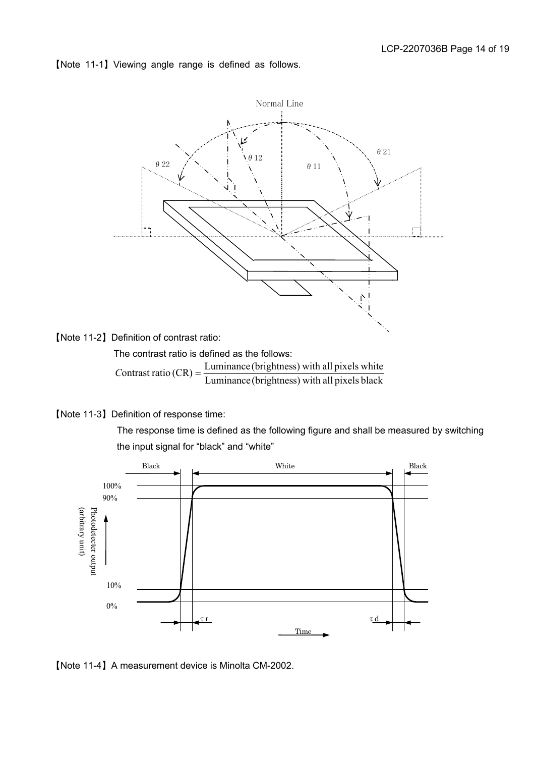【Note 11-1】Viewing angle range is defined as follows.

【Note 11-2】Definition of contrast ratio:

The contrast ratio is defined as the follows:

$$\text{Contrast ratio (CR)} = \frac{\text{Luminance (brightness) with all pixels white}}{\text{Luminance (brightness) with all pixels black}}$$

【Note 11-3】Definition of response time:

The response time is defined as the following figure and shall be measured by switching the input signal for "black" and "white"

【Note 11-4】A measurement device is Minolta CM-2002.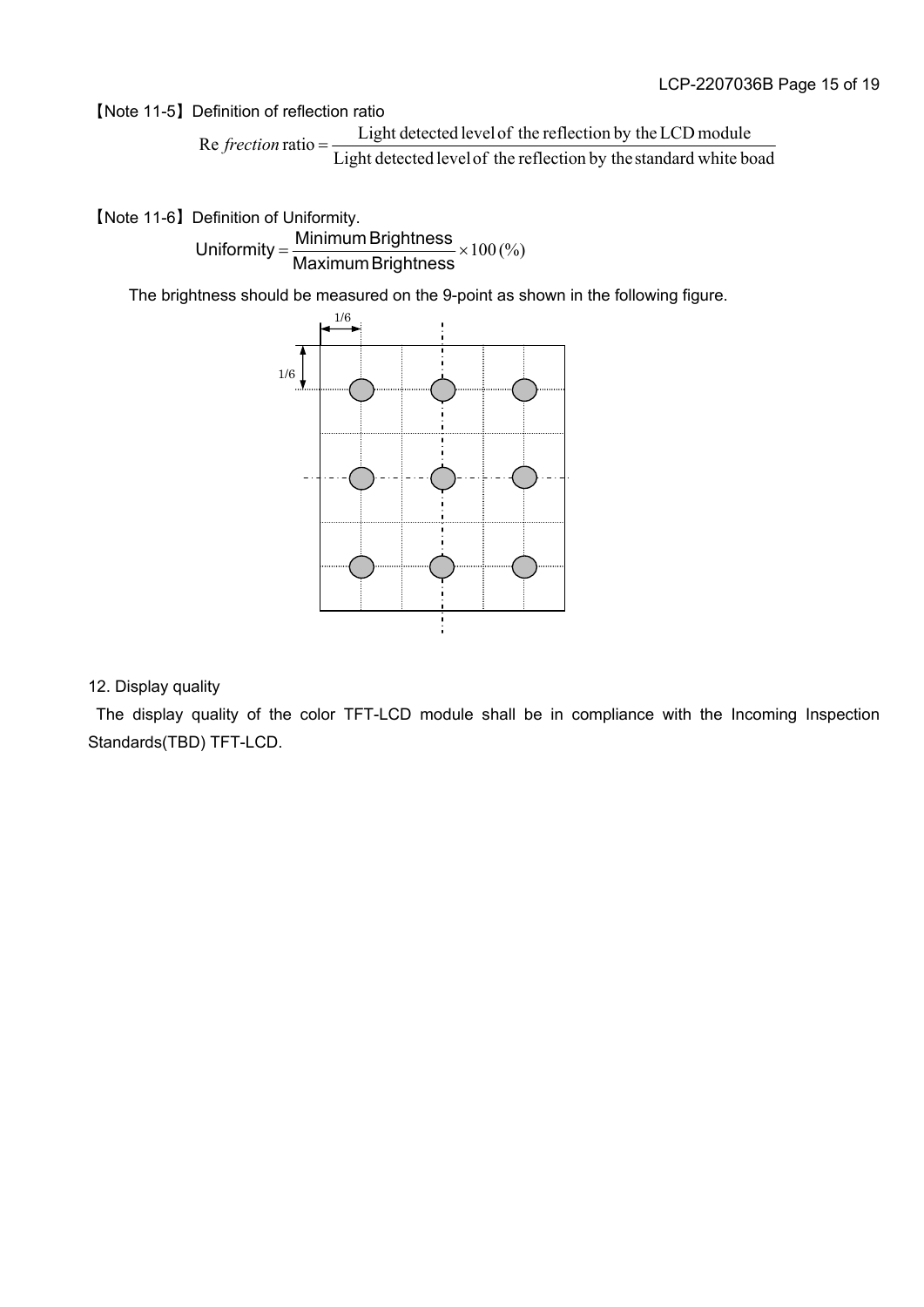【Note 11-5】Definition of reflection ratio

$$\text{Re}\,\textit{frection}\ \text{ratio} = \frac{\text{Light detected level of the reflection by the LCD module}}{\text{Light detected level of the reflection by the standard white boad}}$$

【Note 11-6】Definition of Uniformity.

$$\text{Uniformity} = \frac{\text{Minimum Brightness}}{\text{Maximum Brightness}} \times 100\,(\%)$$

The brightness should be measured on the 9-point as shown in the following figure.

12. Display quality

The display quality of the color TFT-LCD module shall be in compliance with the Incoming Inspection Standards(TBD) TFT-LCD.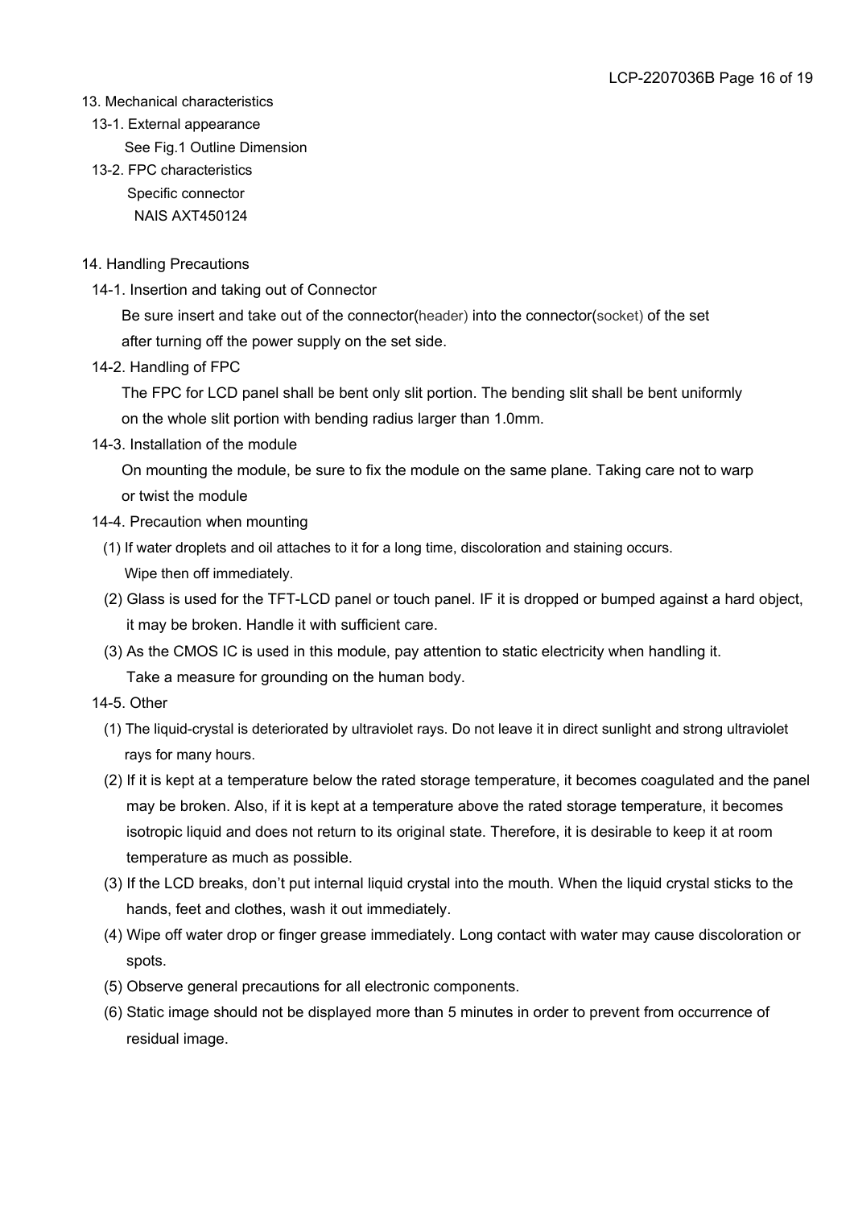## 13. Mechanical characteristics

### 13-1. External appearance

See Fig.1 Outline Dimension

### 13-2. FPC characteristics

Specific connector

NAIS AXT450124

## 14. Handling Precautions

### 14-1. Insertion and taking out of Connector

Be sure insert and take out of the connector(header) into the connector(socket) of the set after turning off the power supply on the set side.

### 14-2. Handling of FPC

The FPC for LCD panel shall be bent only slit portion. The bending slit shall be bent uniformly on the whole slit portion with bending radius larger than 1.0mm.

### 14-3. Installation of the module

On mounting the module, be sure to fix the module on the same plane. Taking care not to warp or twist the module

### 14-4. Precaution when mounting

(1) If water droplets and oil attaches to it for a long time, discoloration and staining occurs. Wipe then off immediately.

(2) Glass is used for the TFT-LCD panel or touch panel. IF it is dropped or bumped against a hard object, it may be broken. Handle it with sufficient care.

(3) As the CMOS IC is used in this module, pay attention to static electricity when handling it. Take a measure for grounding on the human body.

### 14-5. Other

(1) The liquid-crystal is deteriorated by ultraviolet rays. Do not leave it in direct sunlight and strong ultraviolet rays for many hours.

(2) If it is kept at a temperature below the rated storage temperature, it becomes coagulated and the panel may be broken. Also, if it is kept at a temperature above the rated storage temperature, it becomes isotropic liquid and does not return to its original state. Therefore, it is desirable to keep it at room temperature as much as possible.

(3) If the LCD breaks, don't put internal liquid crystal into the mouth. When the liquid crystal sticks to the hands, feet and clothes, wash it out immediately.

(4) Wipe off water drop or finger grease immediately. Long contact with water may cause discoloration or spots.

(5) Observe general precautions for all electronic components.

(6) Static image should not be displayed more than 5 minutes in order to prevent from occurrence of residual image.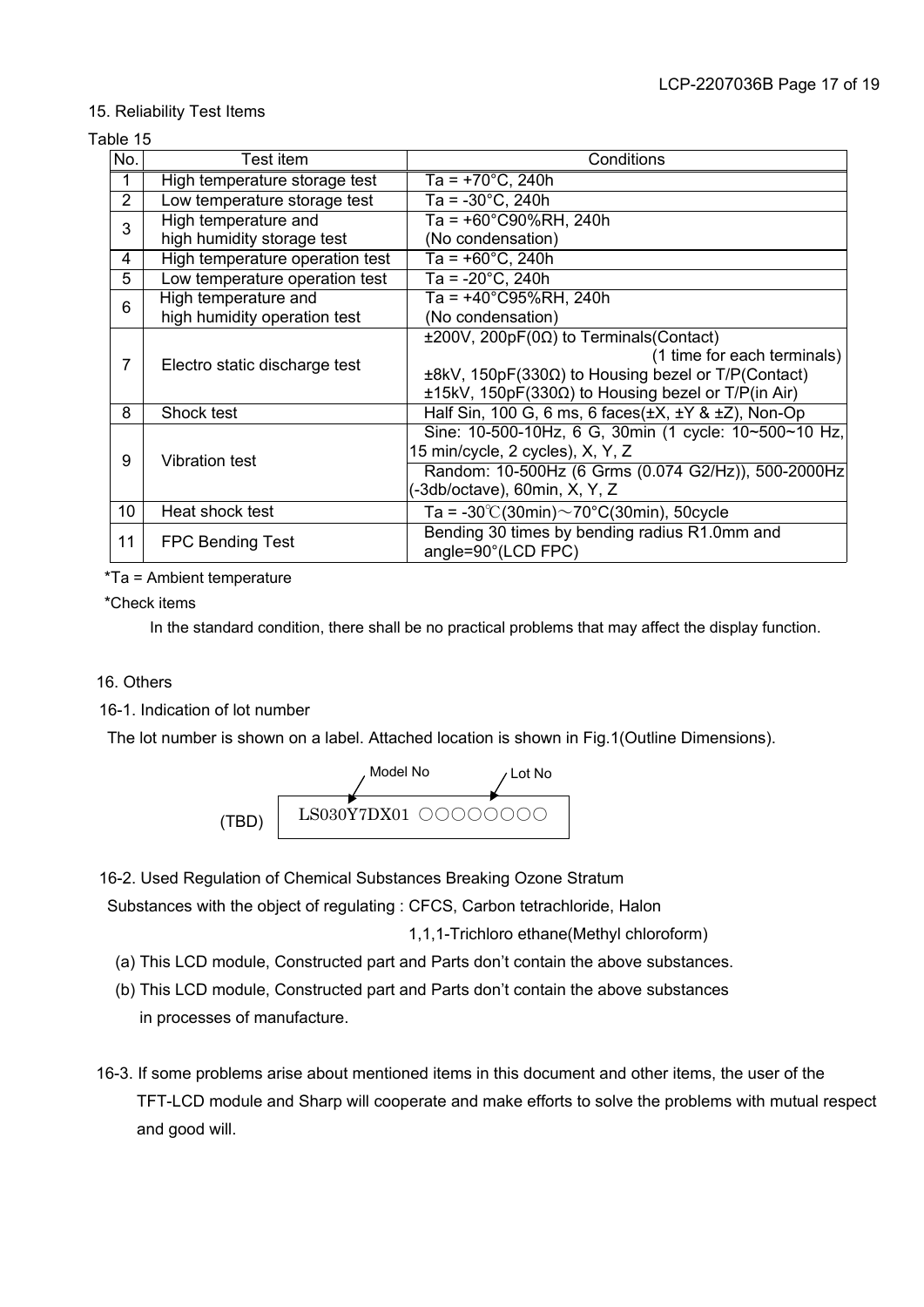15. Reliability Test Items

Table 15

| No. | Test item | Conditions |
|---|---|---|
| 1 | High temperature storage test | Ta = +70°C, 240h |
| 2 | Low temperature storage test | Ta = -30°C, 240h |
| 3 | High temperature and high humidity storage test | Ta = +60°C90%RH, 240h (No condensation) |
| 4 | High temperature operation test | Ta = +60°C, 240h |
| 5 | Low temperature operation test | Ta = -20°C, 240h |
| 6 | High temperature and high humidity operation test | Ta = +40°C95%RH, 240h (No condensation) |
| 7 | Electro static discharge test | ±200V, 200pF(0Ω) to Terminals(Contact) (1 time for each terminals) ±8kV, 150pF(330Ω) to Housing bezel or T/P(Contact) ±15kV, 150pF(330Ω) to Housing bezel or T/P(in Air) |
| 8 | Shock test | Half Sin, 100 G, 6 ms, 6 faces(±X, ±Y & ±Z), Non-Op |
| 9 | Vibration test | Sine: 10-500-10Hz, 6 G, 30min (1 cycle: 10~500~10 Hz, 15 min/cycle, 2 cycles), X, Y, Z Random: 10-500Hz (6 Grms (0.074 G2/Hz)), 500-2000Hz (-3db/octave), 60min, X, Y, Z |
| 10 | Heat shock test | Ta = -30℃(30min)～70°C(30min), 50cycle |
| 11 | FPC Bending Test | Bending 30 times by bending radius R1.0mm and angle=90°(LCD FPC) |

*Ta = Ambient temperature

*Check items

In the standard condition, there shall be no practical problems that may affect the display function.

16. Others

16-1. Indication of lot number

The lot number is shown on a label. Attached location is shown in Fig.1(Outline Dimensions).

(TBD)

| Model No | Lot No |
|---|---|
| LS030Y7DX01 | ○○○○○○○○ |

16-2. Used Regulation of Chemical Substances Breaking Ozone Stratum

Substances with the object of regulating : CFCS, Carbon tetrachloride, Halon 1,1,1-Trichloro ethane(Methyl chloroform)

(a) This LCD module, Constructed part and Parts don't contain the above substances.

(b) This LCD module, Constructed part and Parts don't contain the above substances in processes of manufacture.

16-3. If some problems arise about mentioned items in this document and other items, the user of the TFT-LCD module and Sharp will cooperate and make efforts to solve the problems with mutual respect and good will.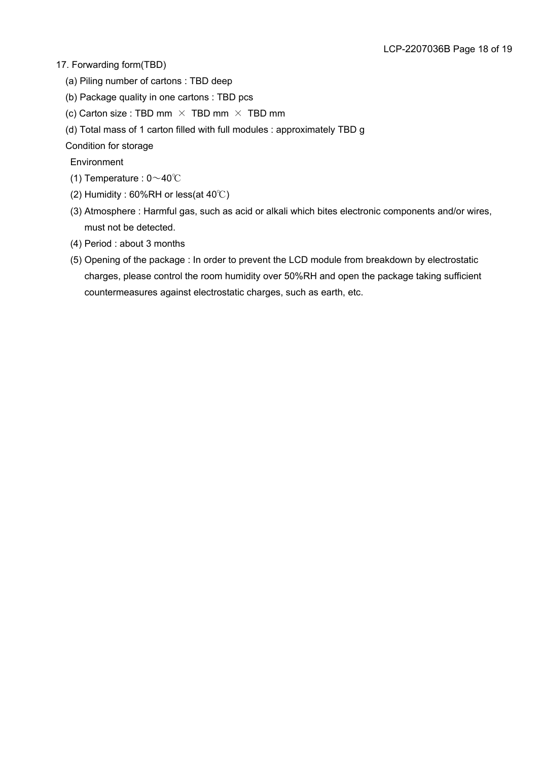## 17. Forwarding form(TBD)

(a) Piling number of cartons : TBD deep

(b) Package quality in one cartons : TBD pcs

(c) Carton size : TBD mm × TBD mm × TBD mm

(d) Total mass of 1 carton filled with full modules : approximately TBD g

Condition for storage

Environment

(1) Temperature : 0～40℃

(2) Humidity : 60%RH or less(at 40℃)

(3) Atmosphere : Harmful gas, such as acid or alkali which bites electronic components and/or wires, must not be detected.

(4) Period : about 3 months

(5) Opening of the package : In order to prevent the LCD module from breakdown by electrostatic charges, please control the room humidity over 50%RH and open the package taking sufficient countermeasures against electrostatic charges, such as earth, etc.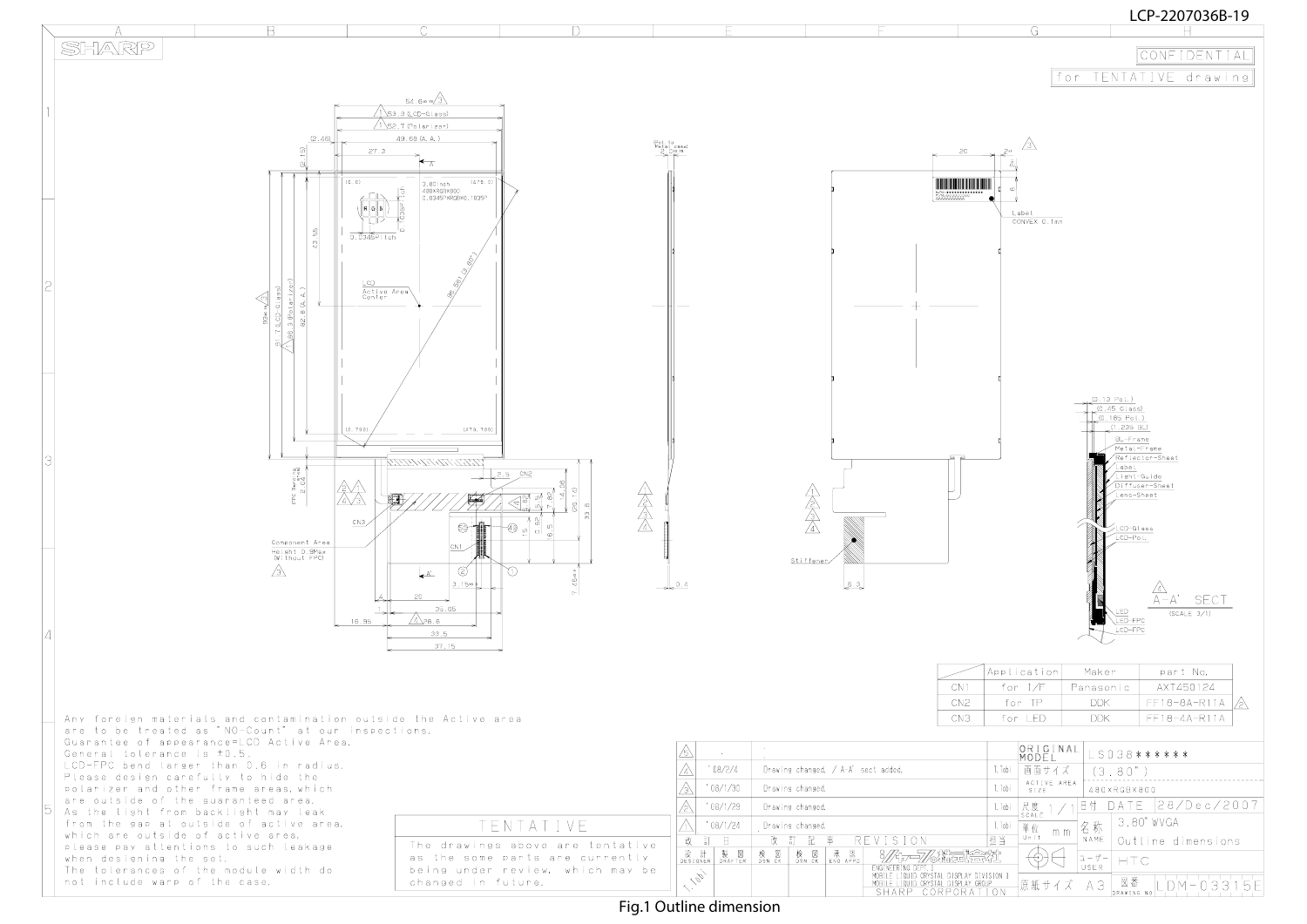CONFIDENTIAL

for TENTATIVE drawing

| Application | Maker | part No. |
|---|---|---|
| CN1 | for I/F | Panasonic | AXT450124 |
| CN2 | for TP | DDK | FF18-8A-R11A |
| CN3 | for LED | DDK | FF18-4A-R11A |

Any foreign materials and contamination outside the Active area are to be treated as "NO-Count" at our inspections.
Guarantee of appearance=LCD Active Area.
General tolerance is ±0.5.
LCD-FPC bend larger than 0.6 in radius.
Please design carefully to hide the polarizer and other frame areas, which are outside of the guaranteed area.
As the light from backlight may leak from the gap at outside of active area, which are outside of active area, please pay attentions to such leakage when designing the set.
The tolerances of the module width do not include warp of the case.

TENTATIVE

The drawings above are tentative as the some parts are currently being under review, which may be changed in future.

| | Date | Revision | |
|---|---|---|---|
| 5 | | | |
| 4 | '08/2/4 | Drawing changed, / A-A' sect added. | T.Tobi |
| 3 | '08/1/30 | Drawing changed. | T.Tobi |
| 2 | '08/1/29 | Drawing changed. | T.Tobi |
| 1 | '08/1/24 | Drawing changed. | T.Tobi |

ORIGINAL MODEL: LS038******
画面サイズ: (3.80")
ACTIVE AREA SIZE: 480XRGBX800
尺度 SCALE: 1/1
日付 DATE: 28/Dec/2007
単位 Unit: mm
名称 NAME: 3.80" WVGA Outline dimensions
ユーザー USER: HTC
原紙サイズ: A3
図番 DRAWING NO: LDM-03315E

SHARP CORPORATION

Fig.1 Outline dimension